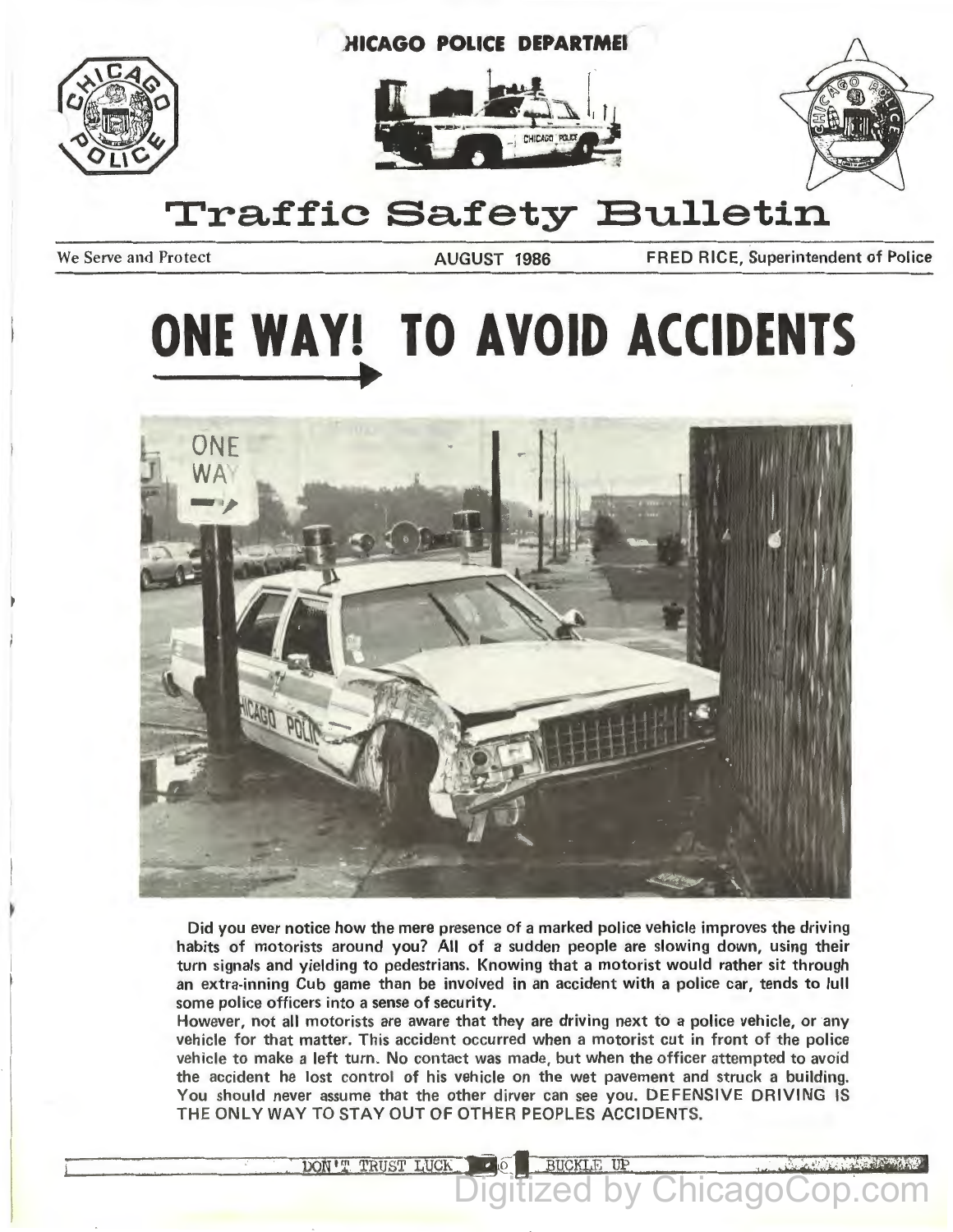CHICAGO POLICE DEPARTMENT

# Traffic Safety Bulletin

We Serve and Protect | AUGUST 1986 | FRED RICE, Superintendent of Police

# ONE WAY! TO AVOID ACCIDENTS

Did you ever notice how the mere presence of a marked police vehicle improves the driving habits of motorists around you? All of a sudden people are slowing down, using their turn signals and yielding to pedestrians. Knowing that a motorist would rather sit through an extra-inning Cub game than be involved in an accident with a police car, tends to lull some police officers into a sense of security.

However, not all motorists are aware that they are driving next to a police vehicle, or any vehicle for that matter. This accident occurred when a motorist cut in front of the police vehicle to make a left turn. No contact was made, but when the officer attempted to avoid the accident he lost control of his vehicle on the wet pavement and struck a building. You should never assume that the other dirver can see you. DEFENSIVE DRIVING IS THE ONLY WAY TO STAY OUT OF OTHER PEOPLES ACCIDENTS.

DON'T TRUST LUCK — BUCKLE UP

Digitized by ChicagoCop.com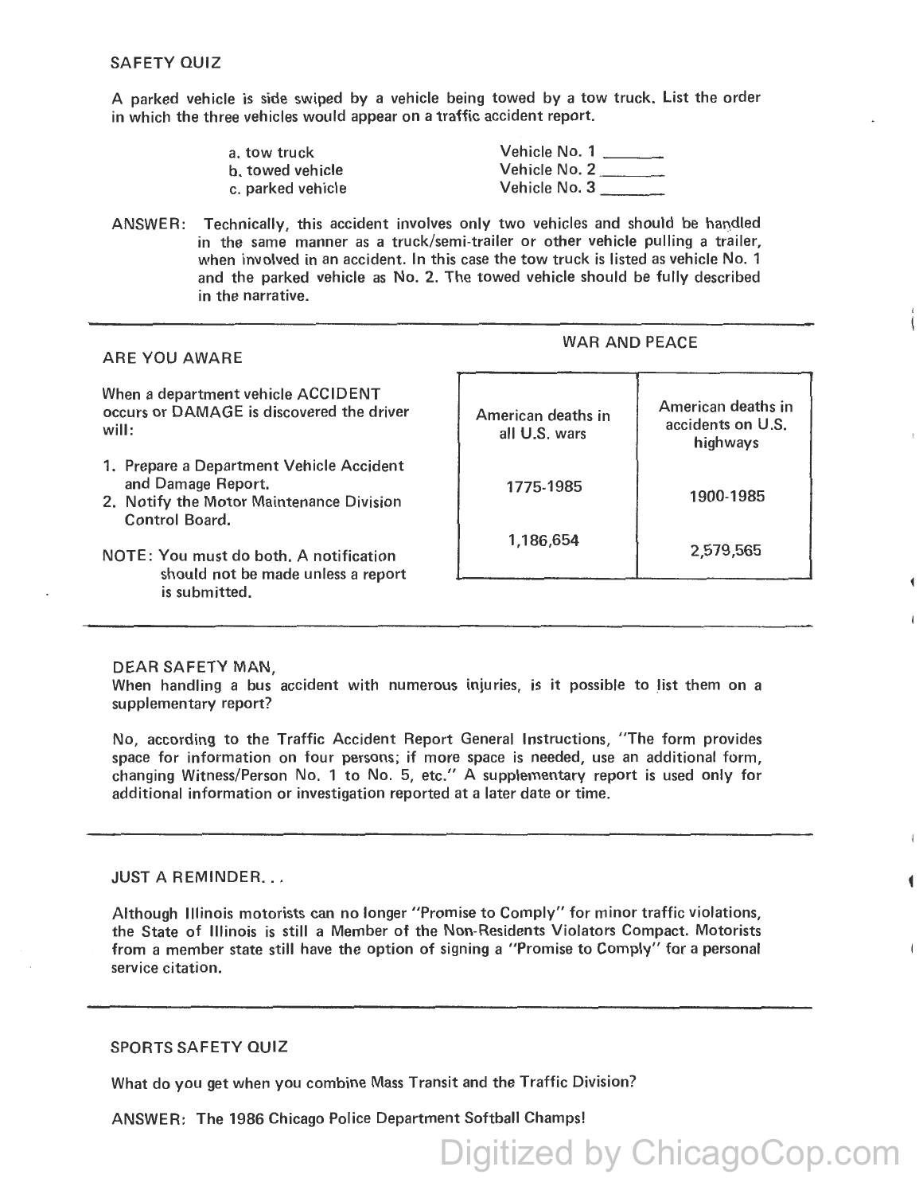## SAFETY QUIZ

A parked vehicle is side swiped by a vehicle being towed by a tow truck. List the order in which the three vehicles would appear on a traffic accident report.

| | |
|---|---|
| a. tow truck | Vehicle No. 1 _______ |
| b. towed vehicle | Vehicle No. 2 _______ |
| c. parked vehicle | Vehicle No. 3 _______ |

ANSWER: Technically, this accident involves only two vehicles and should be handled in the same manner as a truck/semi-trailer or other vehicle pulling a trailer, when involved in an accident. In this case the tow truck is listed as vehicle No. 1 and the parked vehicle as No. 2. The towed vehicle should be fully described in the narrative.

---

## ARE YOU AWARE

When a department vehicle ACCIDENT occurs or DAMAGE is discovered the driver will:

1. Prepare a Department Vehicle Accident and Damage Report.
2. Notify the Motor Maintenance Division Control Board.

NOTE: You must do both. A notification should not be made unless a report is submitted.

## WAR AND PEACE

| American deaths in all U.S. wars | American deaths in accidents on U.S. highways |
|---|---|
| 1775-1985 | 1900-1985 |
| 1,186,654 | 2,579,565 |

---

## DEAR SAFETY MAN,

When handling a bus accident with numerous injuries, is it possible to list them on a supplementary report?

No, according to the Traffic Accident Report General Instructions, "The form provides space for information on four persons; if more space is needed, use an additional form, changing Witness/Person No. 1 to No. 5, etc." A supplementary report is used only for additional information or investigation reported at a later date or time.

---

## JUST A REMINDER. . .

Although Illinois motorists can no longer "Promise to Comply" for minor traffic violations, the State of Illinois is still a Member of the Non-Residents Violators Compact. Motorists from a member state still have the option of signing a "Promise to Comply" for a personal service citation.

---

## SPORTS SAFETY QUIZ

What do you get when you combine Mass Transit and the Traffic Division?

ANSWER: The 1986 Chicago Police Department Softball Champs!